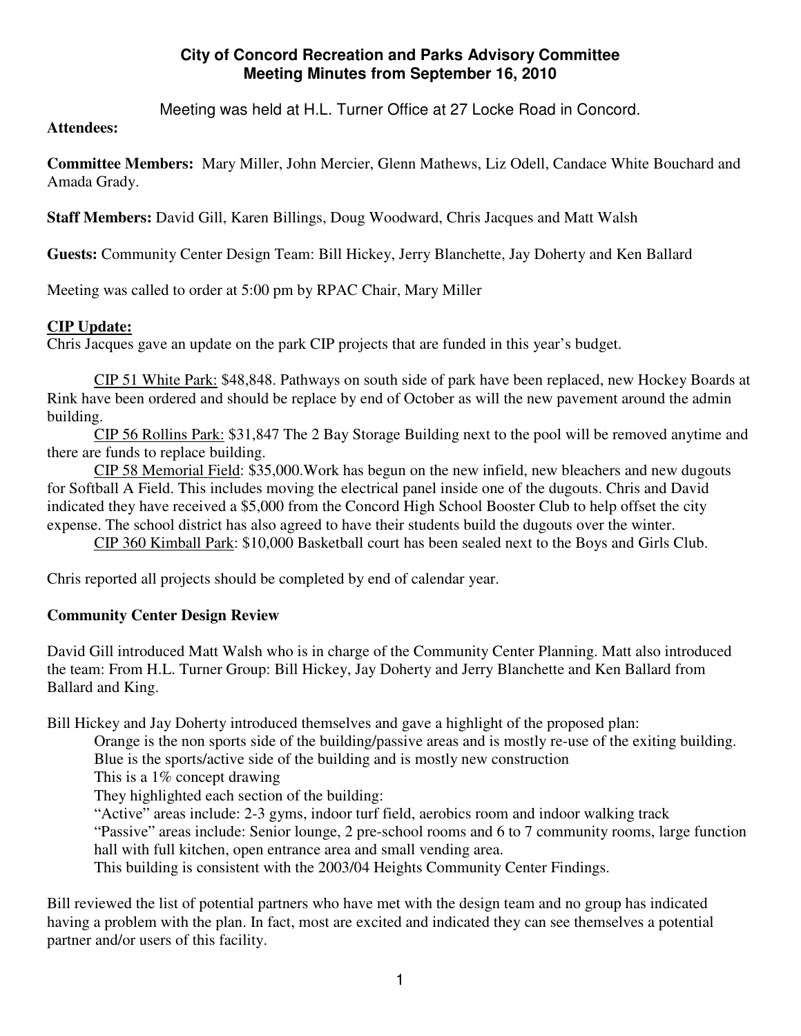# City of Concord Recreation and Parks Advisory Committee
## Meeting Minutes from September 16, 2010

Meeting was held at H.L. Turner Office at 27 Locke Road in Concord.

**Attendees:**

**Committee Members:** Mary Miller, John Mercier, Glenn Mathews, Liz Odell, Candace White Bouchard and Amada Grady.

**Staff Members:** David Gill, Karen Billings, Doug Woodward, Chris Jacques and Matt Walsh

**Guests:** Community Center Design Team: Bill Hickey, Jerry Blanchette, Jay Doherty and Ken Ballard

Meeting was called to order at 5:00 pm by RPAC Chair, Mary Miller

### CIP Update:

Chris Jacques gave an update on the park CIP projects that are funded in this year's budget.

CIP 51 White Park: $48,848. Pathways on south side of park have been replaced, new Hockey Boards at Rink have been ordered and should be replace by end of October as will the new pavement around the admin building.

CIP 56 Rollins Park: $31,847 The 2 Bay Storage Building next to the pool will be removed anytime and there are funds to replace building.

CIP 58 Memorial Field: $35,000.Work has begun on the new infield, new bleachers and new dugouts for Softball A Field. This includes moving the electrical panel inside one of the dugouts. Chris and David indicated they have received a $5,000 from the Concord High School Booster Club to help offset the city expense. The school district has also agreed to have their students build the dugouts over the winter.

CIP 360 Kimball Park: $10,000 Basketball court has been sealed next to the Boys and Girls Club.

Chris reported all projects should be completed by end of calendar year.

### Community Center Design Review

David Gill introduced Matt Walsh who is in charge of the Community Center Planning. Matt also introduced the team: From H.L. Turner Group: Bill Hickey, Jay Doherty and Jerry Blanchette and Ken Ballard from Ballard and King.

Bill Hickey and Jay Doherty introduced themselves and gave a highlight of the proposed plan:

Orange is the non sports side of the building/passive areas and is mostly re-use of the exiting building.
Blue is the sports/active side of the building and is mostly new construction
This is a 1% concept drawing
They highlighted each section of the building:
"Active" areas include: 2-3 gyms, indoor turf field, aerobics room and indoor walking track
"Passive" areas include: Senior lounge, 2 pre-school rooms and 6 to 7 community rooms, large function hall with full kitchen, open entrance area and small vending area.
This building is consistent with the 2003/04 Heights Community Center Findings.

Bill reviewed the list of potential partners who have met with the design team and no group has indicated having a problem with the plan. In fact, most are excited and indicated they can see themselves a potential partner and/or users of this facility.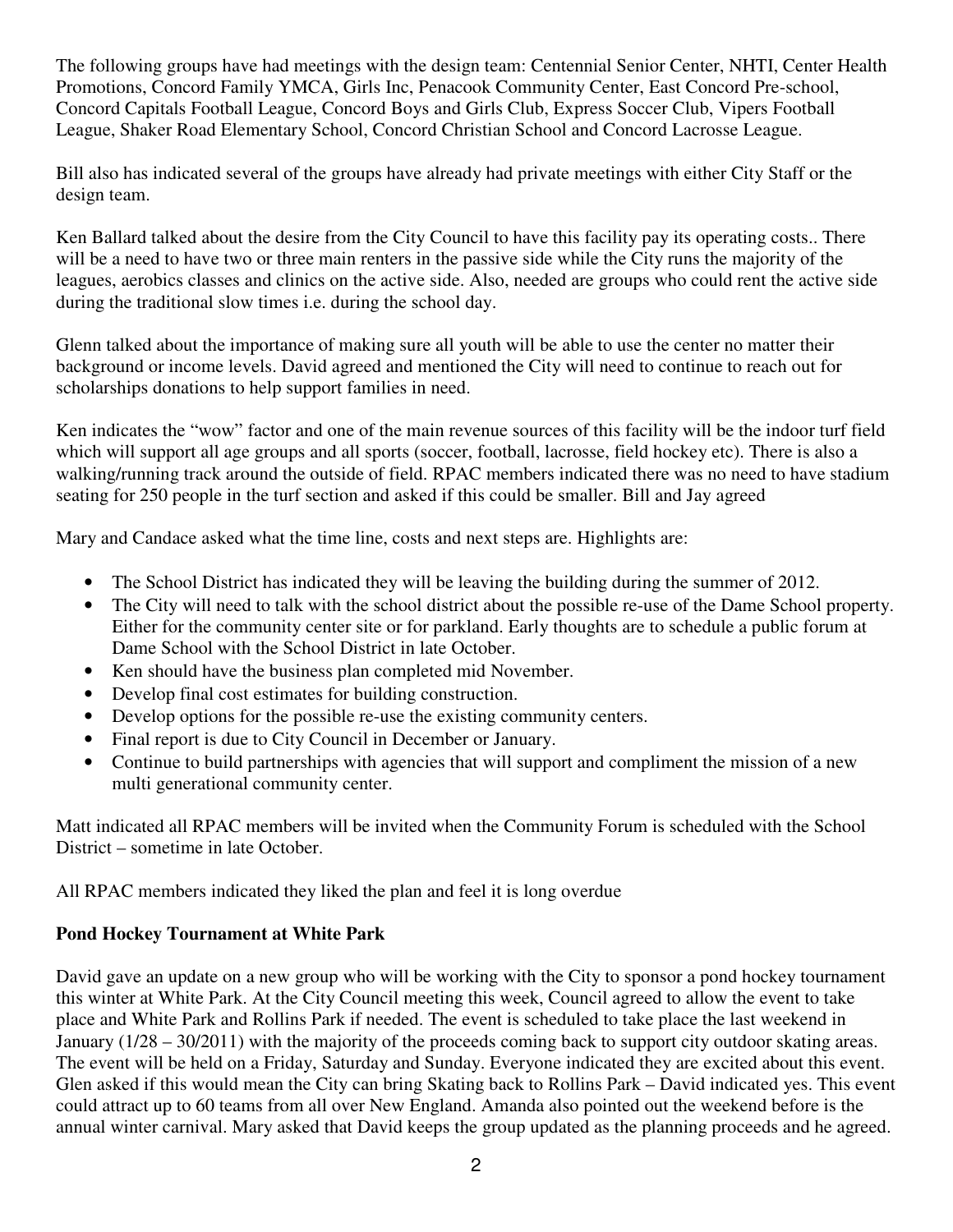The following groups have had meetings with the design team: Centennial Senior Center, NHTI, Center Health Promotions, Concord Family YMCA, Girls Inc, Penacook Community Center, East Concord Pre-school, Concord Capitals Football League, Concord Boys and Girls Club, Express Soccer Club, Vipers Football League, Shaker Road Elementary School, Concord Christian School and Concord Lacrosse League.

Bill also has indicated several of the groups have already had private meetings with either City Staff or the design team.

Ken Ballard talked about the desire from the City Council to have this facility pay its operating costs.. There will be a need to have two or three main renters in the passive side while the City runs the majority of the leagues, aerobics classes and clinics on the active side. Also, needed are groups who could rent the active side during the traditional slow times i.e. during the school day.

Glenn talked about the importance of making sure all youth will be able to use the center no matter their background or income levels. David agreed and mentioned the City will need to continue to reach out for scholarships donations to help support families in need.

Ken indicates the "wow" factor and one of the main revenue sources of this facility will be the indoor turf field which will support all age groups and all sports (soccer, football, lacrosse, field hockey etc). There is also a walking/running track around the outside of field. RPAC members indicated there was no need to have stadium seating for 250 people in the turf section and asked if this could be smaller. Bill and Jay agreed

Mary and Candace asked what the time line, costs and next steps are. Highlights are:

- The School District has indicated they will be leaving the building during the summer of 2012.
- The City will need to talk with the school district about the possible re-use of the Dame School property. Either for the community center site or for parkland. Early thoughts are to schedule a public forum at Dame School with the School District in late October.
- Ken should have the business plan completed mid November.
- Develop final cost estimates for building construction.
- Develop options for the possible re-use the existing community centers.
- Final report is due to City Council in December or January.
- Continue to build partnerships with agencies that will support and compliment the mission of a new multi generational community center.

Matt indicated all RPAC members will be invited when the Community Forum is scheduled with the School District – sometime in late October.

All RPAC members indicated they liked the plan and feel it is long overdue

**Pond Hockey Tournament at White Park**

David gave an update on a new group who will be working with the City to sponsor a pond hockey tournament this winter at White Park. At the City Council meeting this week, Council agreed to allow the event to take place and White Park and Rollins Park if needed. The event is scheduled to take place the last weekend in January (1/28 – 30/2011) with the majority of the proceeds coming back to support city outdoor skating areas. The event will be held on a Friday, Saturday and Sunday. Everyone indicated they are excited about this event. Glen asked if this would mean the City can bring Skating back to Rollins Park – David indicated yes. This event could attract up to 60 teams from all over New England. Amanda also pointed out the weekend before is the annual winter carnival. Mary asked that David keeps the group updated as the planning proceeds and he agreed.